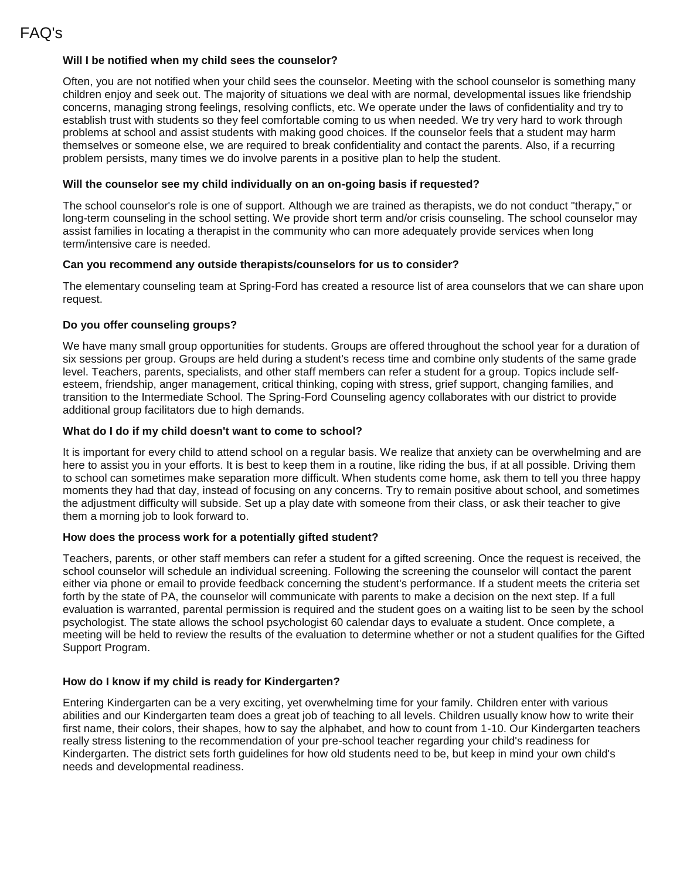# FAQ's

**Will I be notified when my child sees the counselor?**

Often, you are not notified when your child sees the counselor. Meeting with the school counselor is something many children enjoy and seek out. The majority of situations we deal with are normal, developmental issues like friendship concerns, managing strong feelings, resolving conflicts, etc. We operate under the laws of confidentiality and try to establish trust with students so they feel comfortable coming to us when needed. We try very hard to work through problems at school and assist students with making good choices. If the counselor feels that a student may harm themselves or someone else, we are required to break confidentiality and contact the parents. Also, if a recurring problem persists, many times we do involve parents in a positive plan to help the student.

**Will the counselor see my child individually on an on-going basis if requested?**

The school counselor's role is one of support. Although we are trained as therapists, we do not conduct "therapy," or long-term counseling in the school setting. We provide short term and/or crisis counseling. The school counselor may assist families in locating a therapist in the community who can more adequately provide services when long term/intensive care is needed.

**Can you recommend any outside therapists/counselors for us to consider?**

The elementary counseling team at Spring-Ford has created a resource list of area counselors that we can share upon request.

**Do you offer counseling groups?**

We have many small group opportunities for students. Groups are offered throughout the school year for a duration of six sessions per group. Groups are held during a student's recess time and combine only students of the same grade level. Teachers, parents, specialists, and other staff members can refer a student for a group. Topics include self-esteem, friendship, anger management, critical thinking, coping with stress, grief support, changing families, and transition to the Intermediate School. The Spring-Ford Counseling agency collaborates with our district to provide additional group facilitators due to high demands.

**What do I do if my child doesn't want to come to school?**

It is important for every child to attend school on a regular basis. We realize that anxiety can be overwhelming and are here to assist you in your efforts. It is best to keep them in a routine, like riding the bus, if at all possible. Driving them to school can sometimes make separation more difficult. When students come home, ask them to tell you three happy moments they had that day, instead of focusing on any concerns. Try to remain positive about school, and sometimes the adjustment difficulty will subside. Set up a play date with someone from their class, or ask their teacher to give them a morning job to look forward to.

**How does the process work for a potentially gifted student?**

Teachers, parents, or other staff members can refer a student for a gifted screening. Once the request is received, the school counselor will schedule an individual screening. Following the screening the counselor will contact the parent either via phone or email to provide feedback concerning the student's performance. If a student meets the criteria set forth by the state of PA, the counselor will communicate with parents to make a decision on the next step. If a full evaluation is warranted, parental permission is required and the student goes on a waiting list to be seen by the school psychologist. The state allows the school psychologist 60 calendar days to evaluate a student. Once complete, a meeting will be held to review the results of the evaluation to determine whether or not a student qualifies for the Gifted Support Program.

**How do I know if my child is ready for Kindergarten?**

Entering Kindergarten can be a very exciting, yet overwhelming time for your family. Children enter with various abilities and our Kindergarten team does a great job of teaching to all levels. Children usually know how to write their first name, their colors, their shapes, how to say the alphabet, and how to count from 1-10. Our Kindergarten teachers really stress listening to the recommendation of your pre-school teacher regarding your child's readiness for Kindergarten. The district sets forth guidelines for how old students need to be, but keep in mind your own child's needs and developmental readiness.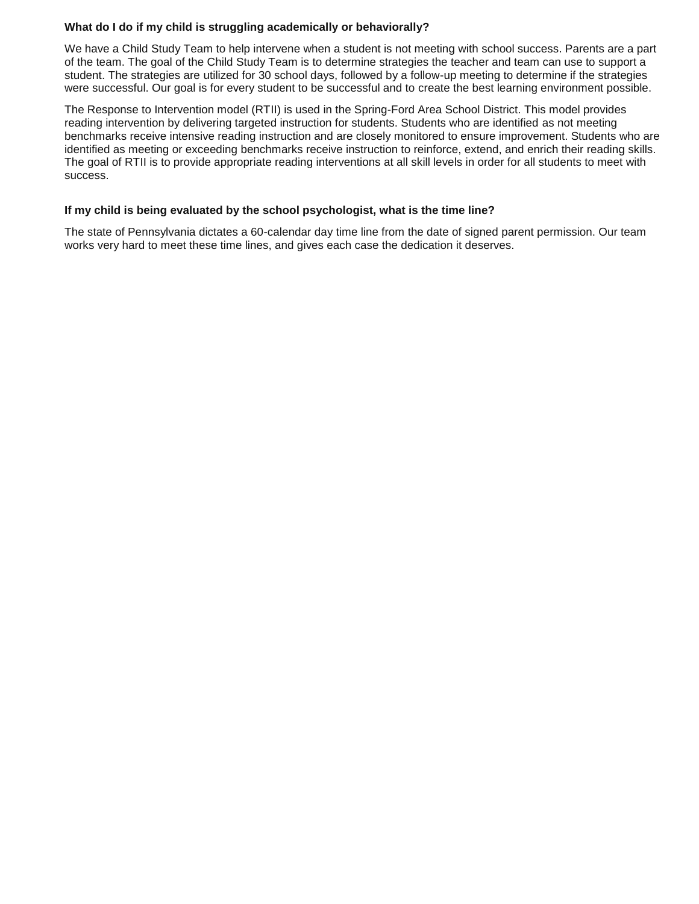**What do I do if my child is struggling academically or behaviorally?**

We have a Child Study Team to help intervene when a student is not meeting with school success. Parents are a part of the team. The goal of the Child Study Team is to determine strategies the teacher and team can use to support a student. The strategies are utilized for 30 school days, followed by a follow-up meeting to determine if the strategies were successful. Our goal is for every student to be successful and to create the best learning environment possible.

The Response to Intervention model (RTII) is used in the Spring-Ford Area School District. This model provides reading intervention by delivering targeted instruction for students. Students who are identified as not meeting benchmarks receive intensive reading instruction and are closely monitored to ensure improvement. Students who are identified as meeting or exceeding benchmarks receive instruction to reinforce, extend, and enrich their reading skills. The goal of RTII is to provide appropriate reading interventions at all skill levels in order for all students to meet with success.

**If my child is being evaluated by the school psychologist, what is the time line?**

The state of Pennsylvania dictates a 60-calendar day time line from the date of signed parent permission. Our team works very hard to meet these time lines, and gives each case the dedication it deserves.